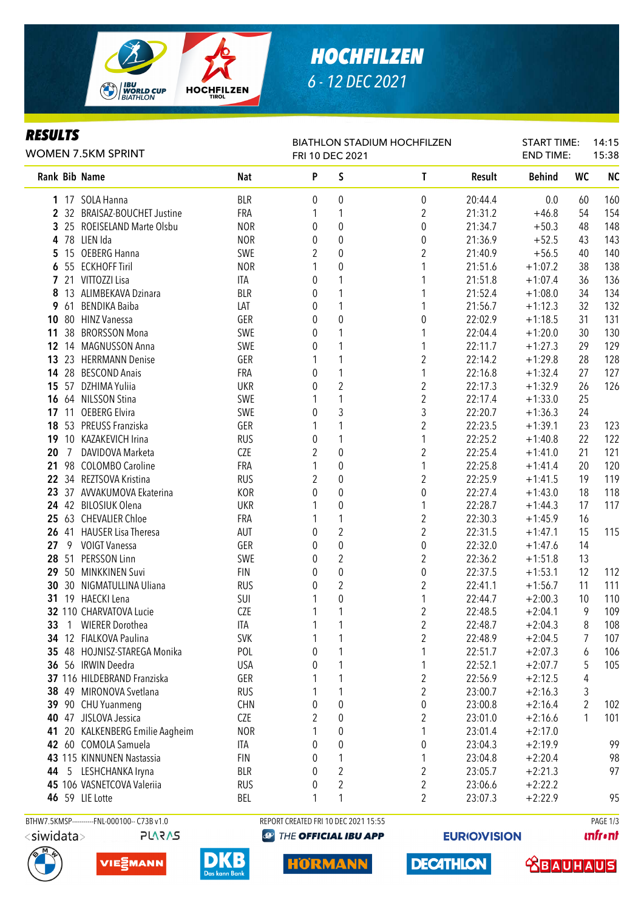# HOCHFILZEN

6 - 12 DEC 2021

## RESULTS

WOMEN 7.5KM SPRINT

BIATHLON STADIUM HOCHFILZEN
FRI 10 DEC 2021

START TIME: 14:15
END TIME: 15:38

| Rank | Bib | Name | Nat | P | S | T | Result | Behind | WC | NC |
|---|---|---|---|---|---|---|---|---|---|---|
| 1 | 17 | SOLA Hanna | BLR | 0 | 0 | 0 | 20:44.4 | 0.0 | 60 | 160 |
| 2 | 32 | BRAISAZ-BOUCHET Justine | FRA | 1 | 1 | 2 | 21:31.2 | +46.8 | 54 | 154 |
| 3 | 25 | ROEISELAND Marte Olsbu | NOR | 0 | 0 | 0 | 21:34.7 | +50.3 | 48 | 148 |
| 4 | 78 | LIEN Ida | NOR | 0 | 0 | 0 | 21:36.9 | +52.5 | 43 | 143 |
| 5 | 15 | OEBERG Hanna | SWE | 2 | 0 | 2 | 21:40.9 | +56.5 | 40 | 140 |
| 6 | 55 | ECKHOFF Tiril | NOR | 1 | 0 | 1 | 21:51.6 | +1:07.2 | 38 | 138 |
| 7 | 21 | VITTOZZI Lisa | ITA | 0 | 1 | 1 | 21:51.8 | +1:07.4 | 36 | 136 |
| 8 | 13 | ALIMBEKAVA Dzinara | BLR | 0 | 1 | 1 | 21:52.4 | +1:08.0 | 34 | 134 |
| 9 | 61 | BENDIKA Baiba | LAT | 0 | 1 | 1 | 21:56.7 | +1:12.3 | 32 | 132 |
| 10 | 80 | HINZ Vanessa | GER | 0 | 0 | 0 | 22:02.9 | +1:18.5 | 31 | 131 |
| 11 | 38 | BRORSSON Mona | SWE | 0 | 1 | 1 | 22:04.4 | +1:20.0 | 30 | 130 |
| 12 | 14 | MAGNUSSON Anna | SWE | 0 | 1 | 1 | 22:11.7 | +1:27.3 | 29 | 129 |
| 13 | 23 | HERRMANN Denise | GER | 1 | 1 | 2 | 22:14.2 | +1:29.8 | 28 | 128 |
| 14 | 28 | BESCOND Anais | FRA | 0 | 1 | 1 | 22:16.8 | +1:32.4 | 27 | 127 |
| 15 | 57 | DZHIMA Yuliia | UKR | 0 | 2 | 2 | 22:17.3 | +1:32.9 | 26 | 126 |
| 16 | 64 | NILSSON Stina | SWE | 1 | 1 | 2 | 22:17.4 | +1:33.0 | 25 | |
| 17 | 11 | OEBERG Elvira | SWE | 0 | 3 | 3 | 22:20.7 | +1:36.3 | 24 | |
| 18 | 53 | PREUSS Franziska | GER | 1 | 1 | 2 | 22:23.5 | +1:39.1 | 23 | 123 |
| 19 | 10 | KAZAKEVICH Irina | RUS | 0 | 1 | 1 | 22:25.2 | +1:40.8 | 22 | 122 |
| 20 | 7 | DAVIDOVA Marketa | CZE | 2 | 0 | 2 | 22:25.4 | +1:41.0 | 21 | 121 |
| 21 | 98 | COLOMBO Caroline | FRA | 1 | 0 | 1 | 22:25.8 | +1:41.4 | 20 | 120 |
| 22 | 34 | REZTSOVA Kristina | RUS | 2 | 0 | 2 | 22:25.9 | +1:41.5 | 19 | 119 |
| 23 | 37 | AVVAKUMOVA Ekaterina | KOR | 0 | 0 | 0 | 22:27.4 | +1:43.0 | 18 | 118 |
| 24 | 42 | BILOSIUK Olena | UKR | 1 | 0 | 1 | 22:28.7 | +1:44.3 | 17 | 117 |
| 25 | 63 | CHEVALIER Chloe | FRA | 1 | 1 | 2 | 22:30.3 | +1:45.9 | 16 | |
| 26 | 41 | HAUSER Lisa Theresa | AUT | 0 | 2 | 2 | 22:31.5 | +1:47.1 | 15 | 115 |
| 27 | 9 | VOIGT Vanessa | GER | 0 | 0 | 0 | 22:32.0 | +1:47.6 | 14 | |
| 28 | 51 | PERSSON Linn | SWE | 0 | 2 | 2 | 22:36.2 | +1:51.8 | 13 | |
| 29 | 50 | MINKKINEN Suvi | FIN | 0 | 0 | 0 | 22:37.5 | +1:53.1 | 12 | 112 |
| 30 | 30 | NIGMATULLINA Uliana | RUS | 0 | 2 | 2 | 22:41.1 | +1:56.7 | 11 | 111 |
| 31 | 19 | HAECKI Lena | SUI | 1 | 0 | 1 | 22:44.7 | +2:00.3 | 10 | 110 |
| 32 | 110 | CHARVATOVA Lucie | CZE | 1 | 1 | 2 | 22:48.5 | +2:04.1 | 9 | 109 |
| 33 | 1 | WIERER Dorothea | ITA | 1 | 1 | 2 | 22:48.7 | +2:04.3 | 8 | 108 |
| 34 | 12 | FIALKOVA Paulina | SVK | 1 | 1 | 2 | 22:48.9 | +2:04.5 | 7 | 107 |
| 35 | 48 | HOJNISZ-STAREGA Monika | POL | 0 | 1 | 1 | 22:51.7 | +2:07.3 | 6 | 106 |
| 36 | 56 | IRWIN Deedra | USA | 0 | 1 | 1 | 22:52.1 | +2:07.7 | 5 | 105 |
| 37 | 116 | HILDEBRAND Franziska | GER | 1 | 1 | 2 | 22:56.9 | +2:12.5 | 4 | |
| 38 | 49 | MIRONOVA Svetlana | RUS | 1 | 1 | 2 | 23:00.7 | +2:16.3 | 3 | |
| 39 | 90 | CHU Yuanmeng | CHN | 0 | 0 | 0 | 23:00.8 | +2:16.4 | 2 | 102 |
| 40 | 47 | JISLOVA Jessica | CZE | 2 | 0 | 2 | 23:01.0 | +2:16.6 | 1 | 101 |
| 41 | 20 | KALKENBERG Emilie Aagheim | NOR | 1 | 0 | 1 | 23:01.4 | +2:17.0 | | |
| 42 | 60 | COMOLA Samuela | ITA | 0 | 0 | 0 | 23:04.3 | +2:19.9 | | 99 |
| 43 | 115 | KINNUNEN Nastassia | FIN | 0 | 1 | 1 | 23:04.8 | +2:20.4 | | 98 |
| 44 | 5 | LESHCHANKA Iryna | BLR | 0 | 2 | 2 | 23:05.7 | +2:21.3 | | 97 |
| 45 | 106 | VASNETCOVA Valeriia | RUS | 0 | 2 | 2 | 23:06.6 | +2:22.2 | | |
| 46 | 59 | LIE Lotte | BEL | 1 | 1 | 2 | 23:07.3 | +2:22.9 | | 95 |

BTHW7.5KMSP----------FNL-000100-- C73B v1.0    REPORT CREATED FRI 10 DEC 2021 15:55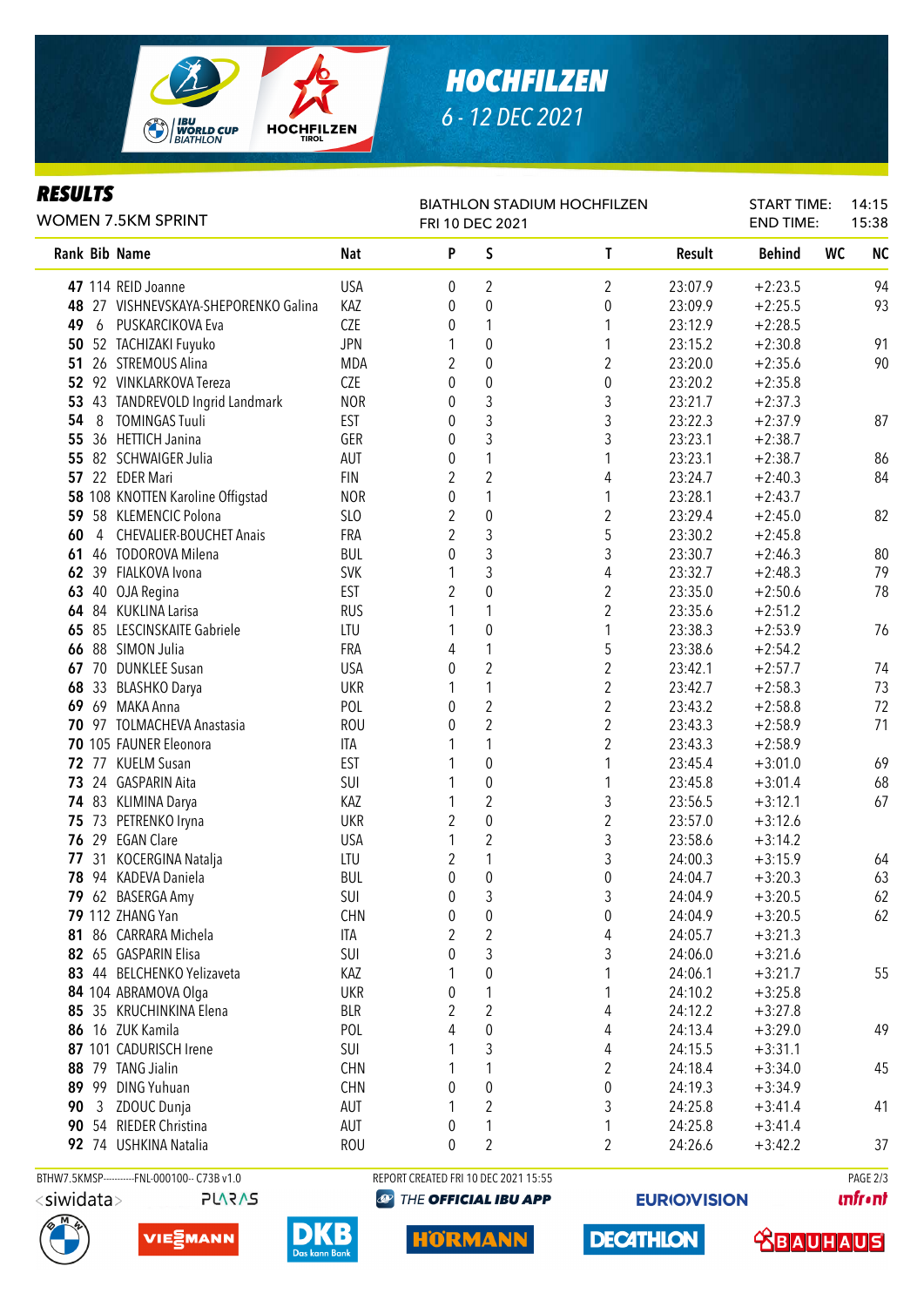# HOCHFILZEN

6 - 12 DEC 2021

## RESULTS

WOMEN 7.5KM SPRINT

BIATHLON STADIUM HOCHFILZEN
FRI 10 DEC 2021

START TIME: 14:15
END TIME: 15:38

| Rank | Bib | Name | Nat | P | S | T | Result | Behind | WC | NC |
|---|---|---|---|---|---|---|---|---|---|---|
| 47 | 114 | REID Joanne | USA | 0 | 2 | 2 | 23:07.9 | +2:23.5 | | 94 |
| 48 | 27 | VISHNEVSKAYA-SHEPORENKO Galina | KAZ | 0 | 0 | 0 | 23:09.9 | +2:25.5 | | 93 |
| 49 | 6 | PUSKARCIKOVA Eva | CZE | 0 | 1 | 1 | 23:12.9 | +2:28.5 | | |
| 50 | 52 | TACHIZAKI Fuyuko | JPN | 1 | 0 | 1 | 23:15.2 | +2:30.8 | | 91 |
| 51 | 26 | STREMOUS Alina | MDA | 2 | 0 | 2 | 23:20.0 | +2:35.6 | | 90 |
| 52 | 92 | VINKLARKOVA Tereza | CZE | 0 | 0 | 0 | 23:20.2 | +2:35.8 | | |
| 53 | 43 | TANDREVOLD Ingrid Landmark | NOR | 0 | 3 | 3 | 23:21.7 | +2:37.3 | | |
| 54 | 8 | TOMINGAS Tuuli | EST | 0 | 3 | 3 | 23:22.3 | +2:37.9 | | 87 |
| 55 | 36 | HETTICH Janina | GER | 0 | 3 | 3 | 23:23.1 | +2:38.7 | | |
| 55 | 82 | SCHWAIGER Julia | AUT | 0 | 1 | 1 | 23:23.1 | +2:38.7 | | 86 |
| 57 | 22 | EDER Mari | FIN | 2 | 2 | 4 | 23:24.7 | +2:40.3 | | 84 |
| 58 | 108 | KNOTTEN Karoline Offigstad | NOR | 0 | 1 | 1 | 23:28.1 | +2:43.7 | | |
| 59 | 58 | KLEMENCIC Polona | SLO | 2 | 0 | 2 | 23:29.4 | +2:45.0 | | 82 |
| 60 | 4 | CHEVALIER-BOUCHET Anais | FRA | 2 | 3 | 5 | 23:30.2 | +2:45.8 | | |
| 61 | 46 | TODOROVA Milena | BUL | 0 | 3 | 3 | 23:30.7 | +2:46.3 | | 80 |
| 62 | 39 | FIALKOVA Ivona | SVK | 1 | 3 | 4 | 23:32.7 | +2:48.3 | | 79 |
| 63 | 40 | OJA Regina | EST | 2 | 0 | 2 | 23:35.0 | +2:50.6 | | 78 |
| 64 | 84 | KUKLINA Larisa | RUS | 1 | 1 | 2 | 23:35.6 | +2:51.2 | | |
| 65 | 85 | LESCINSKAITE Gabriele | LTU | 1 | 0 | 1 | 23:38.3 | +2:53.9 | | 76 |
| 66 | 88 | SIMON Julia | FRA | 4 | 1 | 5 | 23:38.6 | +2:54.2 | | |
| 67 | 70 | DUNKLEE Susan | USA | 0 | 2 | 2 | 23:42.1 | +2:57.7 | | 74 |
| 68 | 33 | BLASHKO Darya | UKR | 1 | 1 | 2 | 23:42.7 | +2:58.3 | | 73 |
| 69 | 69 | MAKA Anna | POL | 0 | 2 | 2 | 23:43.2 | +2:58.8 | | 72 |
| 70 | 97 | TOLMACHEVA Anastasia | ROU | 0 | 2 | 2 | 23:43.3 | +2:58.9 | | 71 |
| 70 | 105 | FAUNER Eleonora | ITA | 1 | 1 | 2 | 23:43.3 | +2:58.9 | | |
| 72 | 77 | KUELM Susan | EST | 1 | 0 | 1 | 23:45.4 | +3:01.0 | | 69 |
| 73 | 24 | GASPARIN Aita | SUI | 1 | 0 | 1 | 23:45.8 | +3:01.4 | | 68 |
| 74 | 83 | KLIMINA Darya | KAZ | 1 | 2 | 3 | 23:56.5 | +3:12.1 | | 67 |
| 75 | 73 | PETRENKO Iryna | UKR | 2 | 0 | 2 | 23:57.0 | +3:12.6 | | |
| 76 | 29 | EGAN Clare | USA | 1 | 2 | 3 | 23:58.6 | +3:14.2 | | |
| 77 | 31 | KOCERGINA Natalja | LTU | 2 | 1 | 3 | 24:00.3 | +3:15.9 | | 64 |
| 78 | 94 | KADEVA Daniela | BUL | 0 | 0 | 0 | 24:04.7 | +3:20.3 | | 63 |
| 79 | 62 | BASERGA Amy | SUI | 0 | 3 | 3 | 24:04.9 | +3:20.5 | | 62 |
| 79 | 112 | ZHANG Yan | CHN | 0 | 0 | 0 | 24:04.9 | +3:20.5 | | 62 |
| 81 | 86 | CARRARA Michela | ITA | 2 | 2 | 4 | 24:05.7 | +3:21.3 | | |
| 82 | 65 | GASPARIN Elisa | SUI | 0 | 3 | 3 | 24:06.0 | +3:21.6 | | |
| 83 | 44 | BELCHENKO Yelizaveta | KAZ | 1 | 0 | 1 | 24:06.1 | +3:21.7 | | 55 |
| 84 | 104 | ABRAMOVA Olga | UKR | 0 | 1 | 1 | 24:10.2 | +3:25.8 | | |
| 85 | 35 | KRUCHINKINA Elena | BLR | 2 | 2 | 4 | 24:12.2 | +3:27.8 | | |
| 86 | 16 | ZUK Kamila | POL | 4 | 0 | 4 | 24:13.4 | +3:29.0 | | 49 |
| 87 | 101 | CADURISCH Irene | SUI | 1 | 3 | 4 | 24:15.5 | +3:31.1 | | |
| 88 | 79 | TANG Jialin | CHN | 1 | 1 | 2 | 24:18.4 | +3:34.0 | | 45 |
| 89 | 99 | DING Yuhuan | CHN | 0 | 0 | 0 | 24:19.3 | +3:34.9 | | |
| 90 | 3 | ZDOUC Dunja | AUT | 1 | 2 | 3 | 24:25.8 | +3:41.4 | | 41 |
| 90 | 54 | RIEDER Christina | AUT | 0 | 1 | 1 | 24:25.8 | +3:41.4 | | |
| 92 | 74 | USHKINA Natalia | ROU | 0 | 2 | 2 | 24:26.6 | +3:42.2 | | 37 |

BTHW7.5KMSP----------FNL-000100-- C73B v1.0 REPORT CREATED FRI 10 DEC 2021 15:55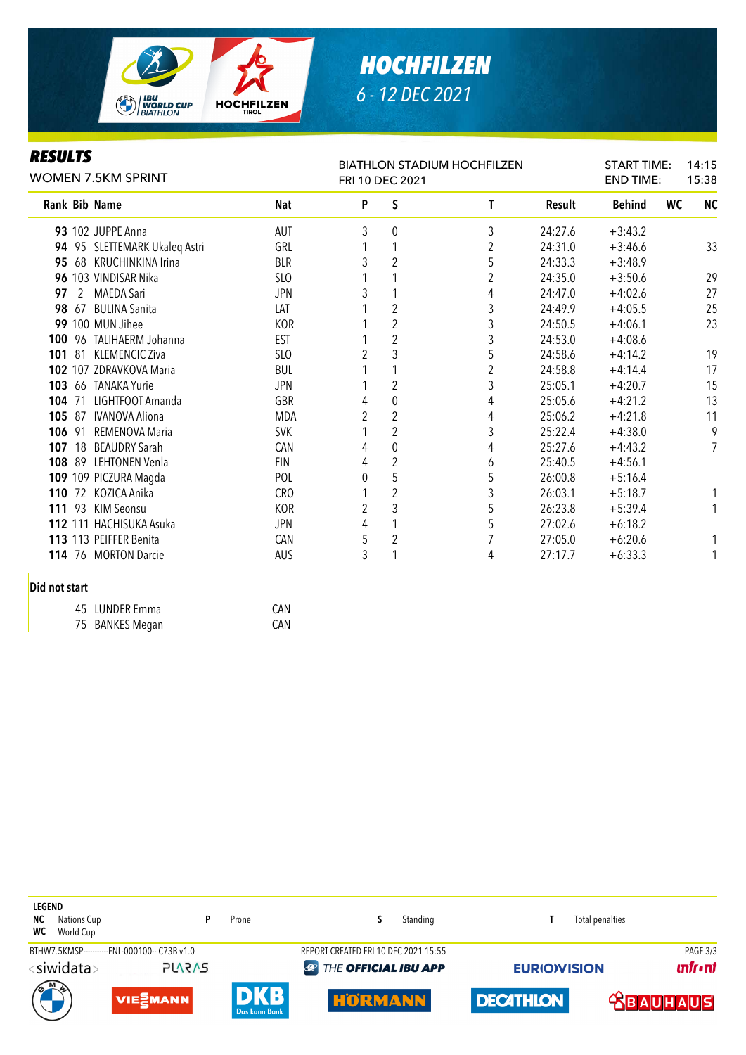# HOCHFILZEN

6 - 12 DEC 2021

## RESULTS

WOMEN 7.5KM SPRINT

BIATHLON STADIUM HOCHFILZEN
FRI 10 DEC 2021

START TIME: 14:15
END TIME: 15:38

| Rank | Bib | Name | Nat | P | S | T | Result | Behind | WC | NC |
|---|---|---|---|---|---|---|---|---|---|---|
| 93 | 102 | JUPPE Anna | AUT | 3 | 0 | 3 | 24:27.6 | +3:43.2 | | |
| 94 | 95 | SLETTEMARK Ukaleq Astri | GRL | 1 | 1 | 2 | 24:31.0 | +3:46.6 | | 33 |
| 95 | 68 | KRUCHINKINA Irina | BLR | 3 | 2 | 5 | 24:33.3 | +3:48.9 | | |
| 96 | 103 | VINDISAR Nika | SLO | 1 | 1 | 2 | 24:35.0 | +3:50.6 | | 29 |
| 97 | 2 | MAEDA Sari | JPN | 3 | 1 | 4 | 24:47.0 | +4:02.6 | | 27 |
| 98 | 67 | BULINA Sanita | LAT | 1 | 2 | 3 | 24:49.9 | +4:05.5 | | 25 |
| 99 | 100 | MUN Jihee | KOR | 1 | 2 | 3 | 24:50.5 | +4:06.1 | | 23 |
| 100 | 96 | TALIHAERM Johanna | EST | 1 | 2 | 3 | 24:53.0 | +4:08.6 | | |
| 101 | 81 | KLEMENCIC Ziva | SLO | 2 | 3 | 5 | 24:58.6 | +4:14.2 | | 19 |
| 102 | 107 | ZDRAVKOVA Maria | BUL | 1 | 1 | 2 | 24:58.8 | +4:14.4 | | 17 |
| 103 | 66 | TANAKA Yurie | JPN | 1 | 2 | 3 | 25:05.1 | +4:20.7 | | 15 |
| 104 | 71 | LIGHTFOOT Amanda | GBR | 4 | 0 | 4 | 25:05.6 | +4:21.2 | | 13 |
| 105 | 87 | IVANOVA Aliona | MDA | 2 | 2 | 4 | 25:06.2 | +4:21.8 | | 11 |
| 106 | 91 | REMENOVA Maria | SVK | 1 | 2 | 3 | 25:22.4 | +4:38.0 | | 9 |
| 107 | 18 | BEAUDRY Sarah | CAN | 4 | 0 | 4 | 25:27.6 | +4:43.2 | | 7 |
| 108 | 89 | LEHTONEN Venla | FIN | 4 | 2 | 6 | 25:40.5 | +4:56.1 | | |
| 109 | 109 | PICZURA Magda | POL | 0 | 5 | 5 | 26:00.8 | +5:16.4 | | |
| 110 | 72 | KOZICA Anika | CRO | 1 | 2 | 3 | 26:03.1 | +5:18.7 | | 1 |
| 111 | 93 | KIM Seonsu | KOR | 2 | 3 | 5 | 26:23.8 | +5:39.4 | | 1 |
| 112 | 111 | HACHISUKA Asuka | JPN | 4 | 1 | 5 | 27:02.6 | +6:18.2 | | |
| 113 | 113 | PEIFFER Benita | CAN | 5 | 2 | 7 | 27:05.0 | +6:20.6 | | 1 |
| 114 | 76 | MORTON Darcie | AUS | 3 | 1 | 4 | 27:17.7 | +6:33.3 | | 1 |

**Did not start**

| Bib | Name | Nat |
|---|---|---|
| 45 | LUNDER Emma | CAN |
| 75 | BANKES Megan | CAN |

**LEGEND**
NC Nations Cup
WC World Cup
P Prone
S Standing
T Total penalties

BTHW7.5KMSP----------FNL-000100-- C73B v1.0
REPORT CREATED FRI 10 DEC 2021 15:55